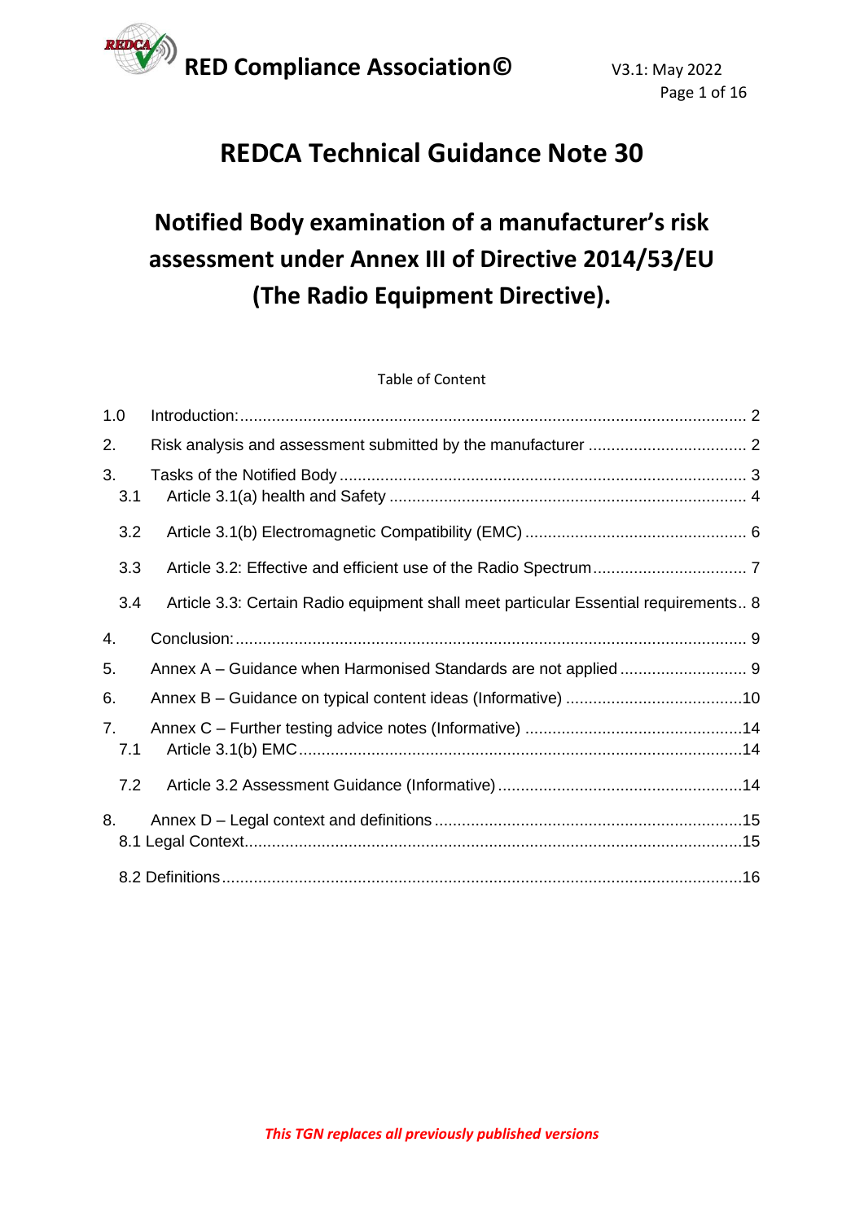# REDCA Technical Guidance Note 30

## Notified Body examination of a manufacturer's risk assessment under Annex III of Directive 2014/53/EU (The Radio Equipment Directive).

Table of Content

| | | |
|---|---|---|
| 1.0 | Introduction: | 2 |
| 2. | Risk analysis and assessment submitted by the manufacturer | 2 |
| 3. | Tasks of the Notified Body | 3 |
| 3.1 | Article 3.1(a) health and Safety | 4 |
| 3.2 | Article 3.1(b) Electromagnetic Compatibility (EMC) | 6 |
| 3.3 | Article 3.2: Effective and efficient use of the Radio Spectrum | 7 |
| 3.4 | Article 3.3: Certain Radio equipment shall meet particular Essential requirements | 8 |
| 4. | Conclusion: | 9 |
| 5. | Annex A – Guidance when Harmonised Standards are not applied | 9 |
| 6. | Annex B – Guidance on typical content ideas (Informative) | 10 |
| 7. | Annex C – Further testing advice notes (Informative) | 14 |
| 7.1 | Article 3.1(b) EMC | 14 |
| 7.2 | Article 3.2 Assessment Guidance (Informative) | 14 |
| 8. | Annex D – Legal context and definitions | 15 |
| 8.1 | Legal Context | 15 |
| 8.2 | Definitions | 16 |

*This TGN replaces all previously published versions*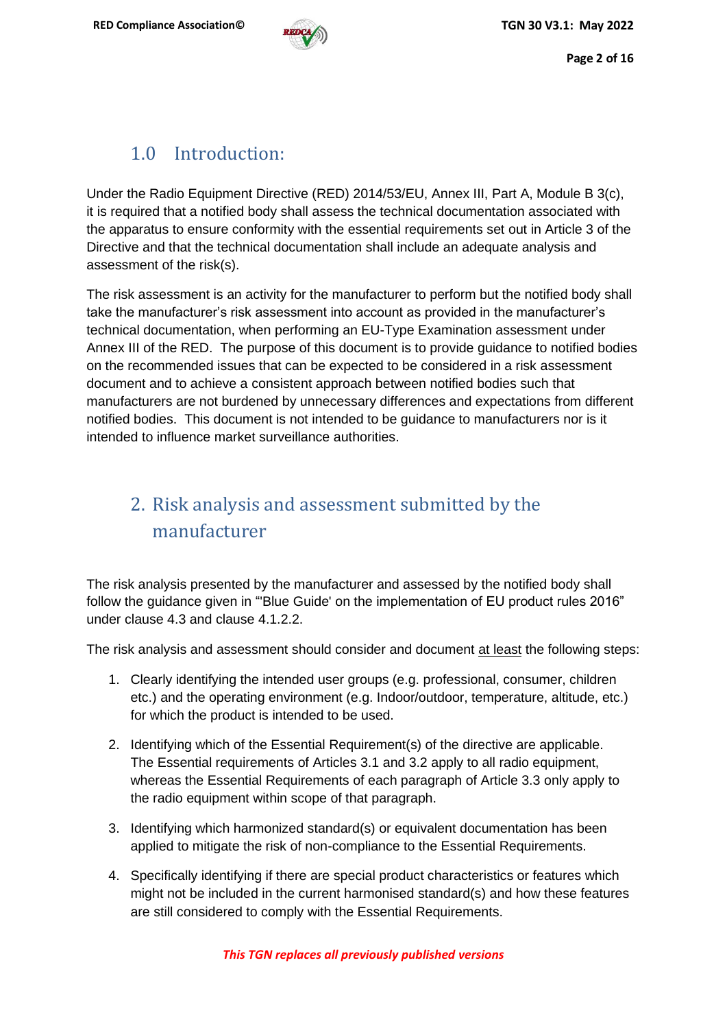## 1.0 Introduction:

Under the Radio Equipment Directive (RED) 2014/53/EU, Annex III, Part A, Module B 3(c), it is required that a notified body shall assess the technical documentation associated with the apparatus to ensure conformity with the essential requirements set out in Article 3 of the Directive and that the technical documentation shall include an adequate analysis and assessment of the risk(s).

The risk assessment is an activity for the manufacturer to perform but the notified body shall take the manufacturer's risk assessment into account as provided in the manufacturer's technical documentation, when performing an EU-Type Examination assessment under Annex III of the RED. The purpose of this document is to provide guidance to notified bodies on the recommended issues that can be expected to be considered in a risk assessment document and to achieve a consistent approach between notified bodies such that manufacturers are not burdened by unnecessary differences and expectations from different notified bodies. This document is not intended to be guidance to manufacturers nor is it intended to influence market surveillance authorities.

## 2. Risk analysis and assessment submitted by the manufacturer

The risk analysis presented by the manufacturer and assessed by the notified body shall follow the guidance given in "'Blue Guide' on the implementation of EU product rules 2016" under clause 4.3 and clause 4.1.2.2.

The risk analysis and assessment should consider and document <u>at least</u> the following steps:

1. Clearly identifying the intended user groups (e.g. professional, consumer, children etc.) and the operating environment (e.g. Indoor/outdoor, temperature, altitude, etc.) for which the product is intended to be used.
2. Identifying which of the Essential Requirement(s) of the directive are applicable. The Essential requirements of Articles 3.1 and 3.2 apply to all radio equipment, whereas the Essential Requirements of each paragraph of Article 3.3 only apply to the radio equipment within scope of that paragraph.
3. Identifying which harmonized standard(s) or equivalent documentation has been applied to mitigate the risk of non-compliance to the Essential Requirements.
4. Specifically identifying if there are special product characteristics or features which might not be included in the current harmonised standard(s) and how these features are still considered to comply with the Essential Requirements.

***This TGN replaces all previously published versions***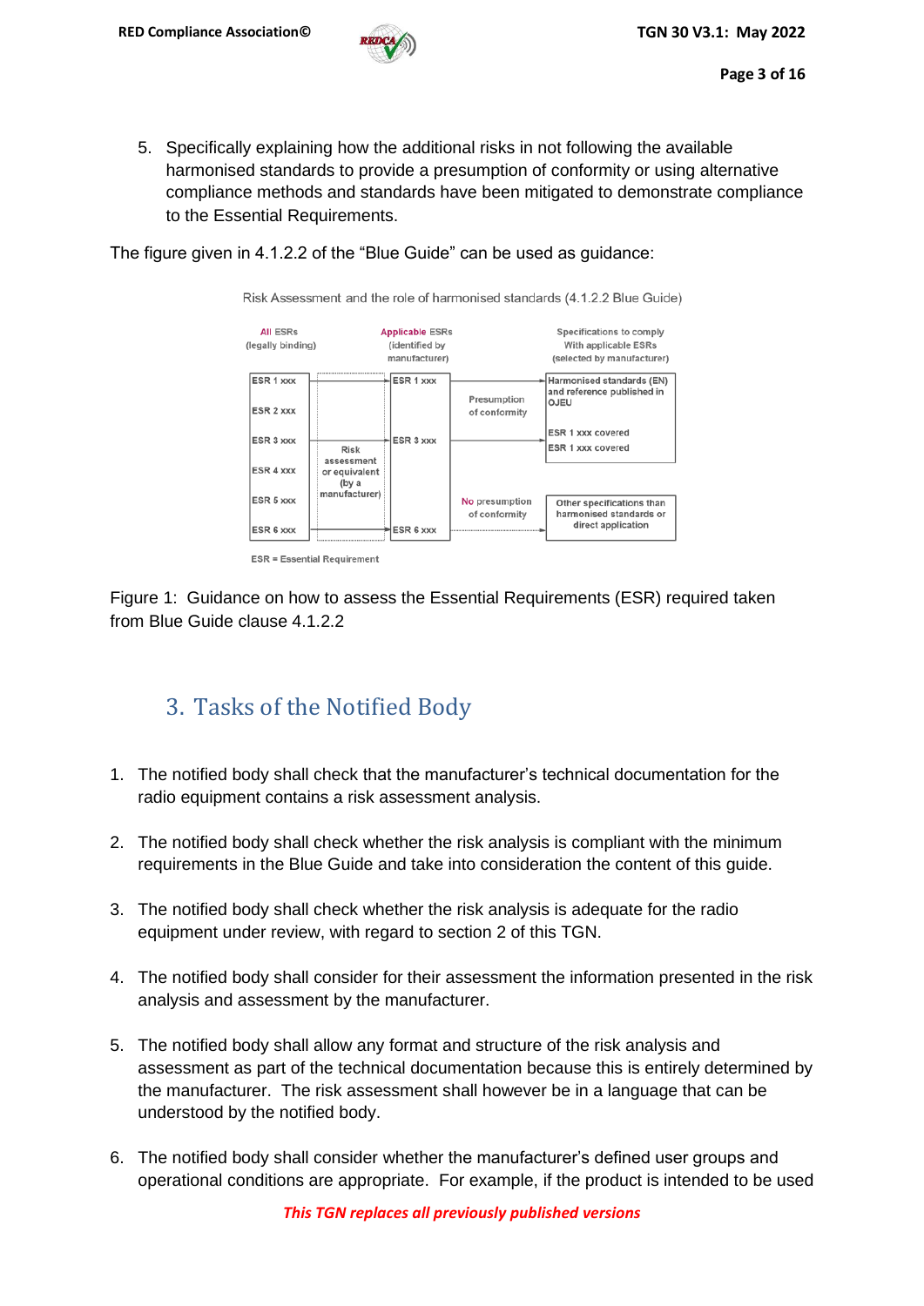5. Specifically explaining how the additional risks in not following the available harmonised standards to provide a presumption of conformity or using alternative compliance methods and standards have been mitigated to demonstrate compliance to the Essential Requirements.

The figure given in 4.1.2.2 of the "Blue Guide" can be used as guidance:

Risk Assessment and the role of harmonised standards (4.1.2.2 Blue Guide)

| All ESRs (legally binding) | | Applicable ESRs (identified by manufacturer) | | Specifications to comply With applicable ESRs (selected by manufacturer) |
|---|---|---|---|---|
| ESR 1 xxx | | ESR 1 xxx | Presumption of conformity | Harmonised standards (EN) and reference published in OJEU |
| ESR 2 xxx | | | | |
| ESR 3 xxx | Risk assessment or equivalent (by a manufacturer) | ESR 3 xxx | | ESR 1 xxx covered<br>ESR 1 xxx covered |
| ESR 4 xxx | | | | |
| ESR 5 xxx | | | No presumption of conformity | Other specifications than harmonised standards or direct application |
| ESR 6 xxx | | ESR 6 xxx | | |

ESR = Essential Requirement

Figure 1: Guidance on how to assess the Essential Requirements (ESR) required taken from Blue Guide clause 4.1.2.2

# 3. Tasks of the Notified Body

1. The notified body shall check that the manufacturer's technical documentation for the radio equipment contains a risk assessment analysis.

2. The notified body shall check whether the risk analysis is compliant with the minimum requirements in the Blue Guide and take into consideration the content of this guide.

3. The notified body shall check whether the risk analysis is adequate for the radio equipment under review, with regard to section 2 of this TGN.

4. The notified body shall consider for their assessment the information presented in the risk analysis and assessment by the manufacturer.

5. The notified body shall allow any format and structure of the risk analysis and assessment as part of the technical documentation because this is entirely determined by the manufacturer. The risk assessment shall however be in a language that can be understood by the notified body.

6. The notified body shall consider whether the manufacturer's defined user groups and operational conditions are appropriate. For example, if the product is intended to be used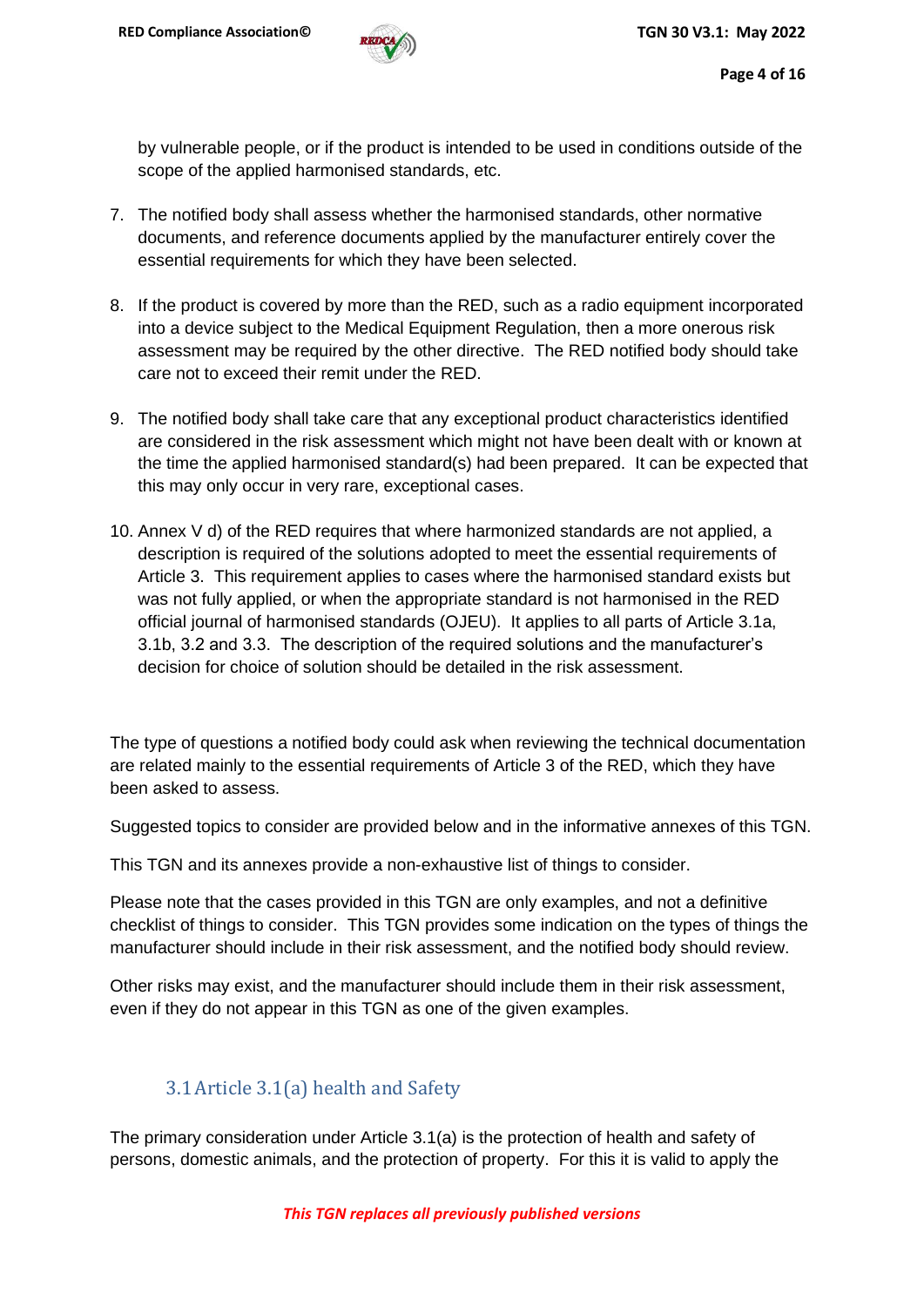by vulnerable people, or if the product is intended to be used in conditions outside of the scope of the applied harmonised standards, etc.

7. The notified body shall assess whether the harmonised standards, other normative documents, and reference documents applied by the manufacturer entirely cover the essential requirements for which they have been selected.

8. If the product is covered by more than the RED, such as a radio equipment incorporated into a device subject to the Medical Equipment Regulation, then a more onerous risk assessment may be required by the other directive. The RED notified body should take care not to exceed their remit under the RED.

9. The notified body shall take care that any exceptional product characteristics identified are considered in the risk assessment which might not have been dealt with or known at the time the applied harmonised standard(s) had been prepared. It can be expected that this may only occur in very rare, exceptional cases.

10. Annex V d) of the RED requires that where harmonized standards are not applied, a description is required of the solutions adopted to meet the essential requirements of Article 3. This requirement applies to cases where the harmonised standard exists but was not fully applied, or when the appropriate standard is not harmonised in the RED official journal of harmonised standards (OJEU). It applies to all parts of Article 3.1a, 3.1b, 3.2 and 3.3. The description of the required solutions and the manufacturer's decision for choice of solution should be detailed in the risk assessment.

The type of questions a notified body could ask when reviewing the technical documentation are related mainly to the essential requirements of Article 3 of the RED, which they have been asked to assess.

Suggested topics to consider are provided below and in the informative annexes of this TGN.

This TGN and its annexes provide a non-exhaustive list of things to consider.

Please note that the cases provided in this TGN are only examples, and not a definitive checklist of things to consider. This TGN provides some indication on the types of things the manufacturer should include in their risk assessment, and the notified body should review.

Other risks may exist, and the manufacturer should include them in their risk assessment, even if they do not appear in this TGN as one of the given examples.

## 3.1 Article 3.1(a) health and Safety

The primary consideration under Article 3.1(a) is the protection of health and safety of persons, domestic animals, and the protection of property. For this it is valid to apply the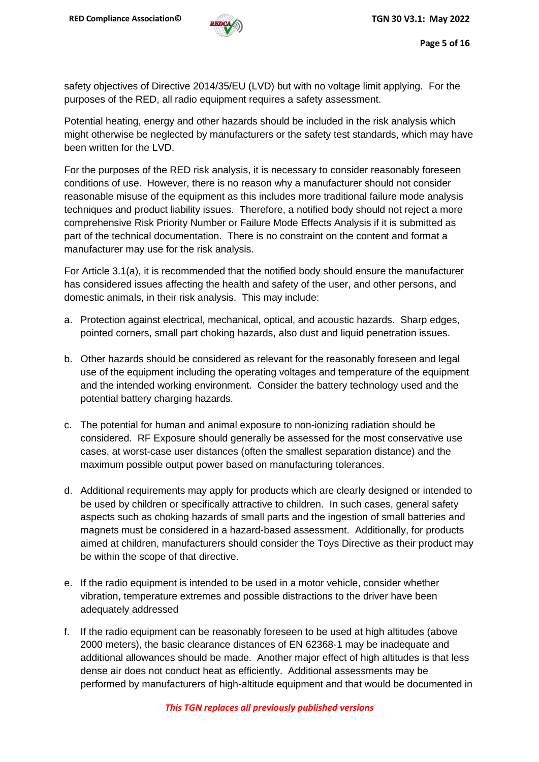safety objectives of Directive 2014/35/EU (LVD) but with no voltage limit applying. For the purposes of the RED, all radio equipment requires a safety assessment.

Potential heating, energy and other hazards should be included in the risk analysis which might otherwise be neglected by manufacturers or the safety test standards, which may have been written for the LVD.

For the purposes of the RED risk analysis, it is necessary to consider reasonably foreseen conditions of use. However, there is no reason why a manufacturer should not consider reasonable misuse of the equipment as this includes more traditional failure mode analysis techniques and product liability issues. Therefore, a notified body should not reject a more comprehensive Risk Priority Number or Failure Mode Effects Analysis if it is submitted as part of the technical documentation. There is no constraint on the content and format a manufacturer may use for the risk analysis.

For Article 3.1(a), it is recommended that the notified body should ensure the manufacturer has considered issues affecting the health and safety of the user, and other persons, and domestic animals, in their risk analysis. This may include:

a. Protection against electrical, mechanical, optical, and acoustic hazards. Sharp edges, pointed corners, small part choking hazards, also dust and liquid penetration issues.

b. Other hazards should be considered as relevant for the reasonably foreseen and legal use of the equipment including the operating voltages and temperature of the equipment and the intended working environment. Consider the battery technology used and the potential battery charging hazards.

c. The potential for human and animal exposure to non-ionizing radiation should be considered. RF Exposure should generally be assessed for the most conservative use cases, at worst-case user distances (often the smallest separation distance) and the maximum possible output power based on manufacturing tolerances.

d. Additional requirements may apply for products which are clearly designed or intended to be used by children or specifically attractive to children. In such cases, general safety aspects such as choking hazards of small parts and the ingestion of small batteries and magnets must be considered in a hazard-based assessment. Additionally, for products aimed at children, manufacturers should consider the Toys Directive as their product may be within the scope of that directive.

e. If the radio equipment is intended to be used in a motor vehicle, consider whether vibration, temperature extremes and possible distractions to the driver have been adequately addressed

f. If the radio equipment can be reasonably foreseen to be used at high altitudes (above 2000 meters), the basic clearance distances of EN 62368-1 may be inadequate and additional allowances should be made. Another major effect of high altitudes is that less dense air does not conduct heat as efficiently. Additional assessments may be performed by manufacturers of high-altitude equipment and that would be documented in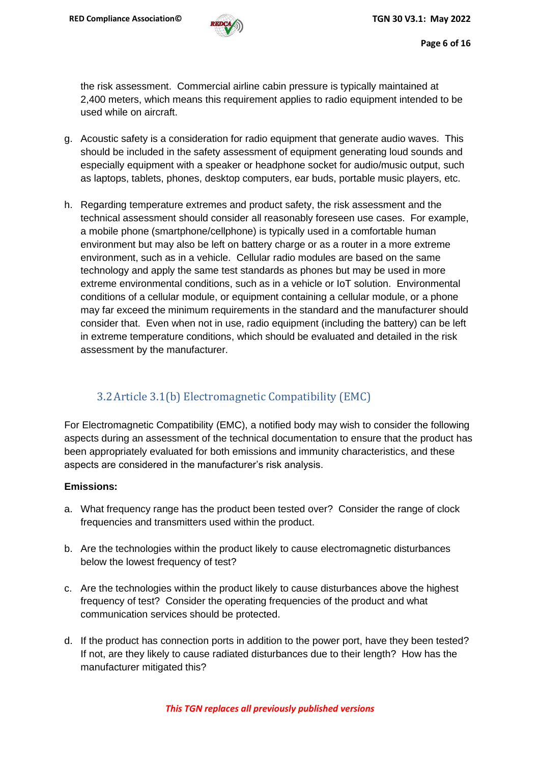the risk assessment. Commercial airline cabin pressure is typically maintained at 2,400 meters, which means this requirement applies to radio equipment intended to be used while on aircraft.

g. Acoustic safety is a consideration for radio equipment that generate audio waves. This should be included in the safety assessment of equipment generating loud sounds and especially equipment with a speaker or headphone socket for audio/music output, such as laptops, tablets, phones, desktop computers, ear buds, portable music players, etc.

h. Regarding temperature extremes and product safety, the risk assessment and the technical assessment should consider all reasonably foreseen use cases. For example, a mobile phone (smartphone/cellphone) is typically used in a comfortable human environment but may also be left on battery charge or as a router in a more extreme environment, such as in a vehicle. Cellular radio modules are based on the same technology and apply the same test standards as phones but may be used in more extreme environmental conditions, such as in a vehicle or IoT solution. Environmental conditions of a cellular module, or equipment containing a cellular module, or a phone may far exceed the minimum requirements in the standard and the manufacturer should consider that. Even when not in use, radio equipment (including the battery) can be left in extreme temperature conditions, which should be evaluated and detailed in the risk assessment by the manufacturer.

## 3.2 Article 3.1(b) Electromagnetic Compatibility (EMC)

For Electromagnetic Compatibility (EMC), a notified body may wish to consider the following aspects during an assessment of the technical documentation to ensure that the product has been appropriately evaluated for both emissions and immunity characteristics, and these aspects are considered in the manufacturer's risk analysis.

**Emissions:**

a. What frequency range has the product been tested over? Consider the range of clock frequencies and transmitters used within the product.

b. Are the technologies within the product likely to cause electromagnetic disturbances below the lowest frequency of test?

c. Are the technologies within the product likely to cause disturbances above the highest frequency of test? Consider the operating frequencies of the product and what communication services should be protected.

d. If the product has connection ports in addition to the power port, have they been tested? If not, are they likely to cause radiated disturbances due to their length? How has the manufacturer mitigated this?

*This TGN replaces all previously published versions*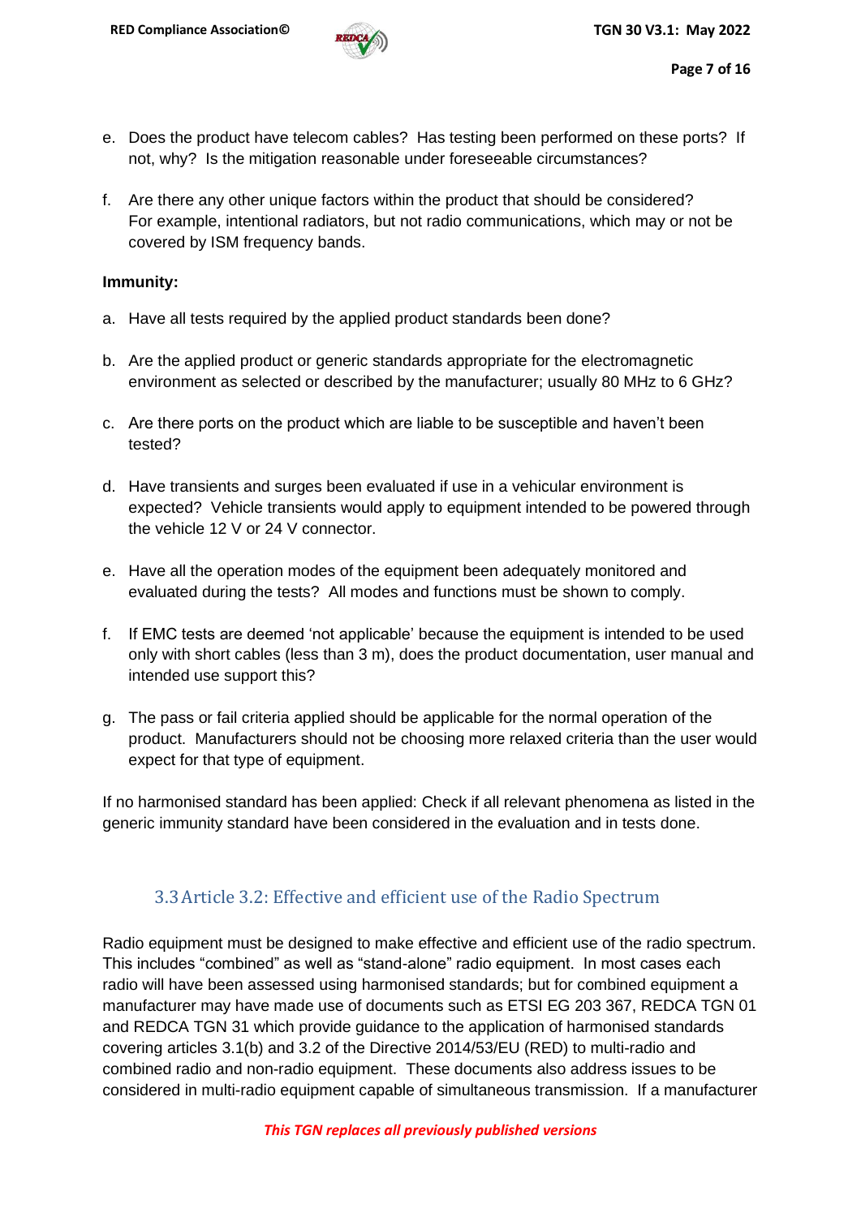e. Does the product have telecom cables? Has testing been performed on these ports? If not, why? Is the mitigation reasonable under foreseeable circumstances?

f. Are there any other unique factors within the product that should be considered? For example, intentional radiators, but not radio communications, which may or not be covered by ISM frequency bands.

**Immunity:**

a. Have all tests required by the applied product standards been done?

b. Are the applied product or generic standards appropriate for the electromagnetic environment as selected or described by the manufacturer; usually 80 MHz to 6 GHz?

c. Are there ports on the product which are liable to be susceptible and haven't been tested?

d. Have transients and surges been evaluated if use in a vehicular environment is expected? Vehicle transients would apply to equipment intended to be powered through the vehicle 12 V or 24 V connector.

e. Have all the operation modes of the equipment been adequately monitored and evaluated during the tests? All modes and functions must be shown to comply.

f. If EMC tests are deemed 'not applicable' because the equipment is intended to be used only with short cables (less than 3 m), does the product documentation, user manual and intended use support this?

g. The pass or fail criteria applied should be applicable for the normal operation of the product. Manufacturers should not be choosing more relaxed criteria than the user would expect for that type of equipment.

If no harmonised standard has been applied: Check if all relevant phenomena as listed in the generic immunity standard have been considered in the evaluation and in tests done.

## 3.3 Article 3.2: Effective and efficient use of the Radio Spectrum

Radio equipment must be designed to make effective and efficient use of the radio spectrum. This includes "combined" as well as "stand-alone" radio equipment. In most cases each radio will have been assessed using harmonised standards; but for combined equipment a manufacturer may have made use of documents such as ETSI EG 203 367, REDCA TGN 01 and REDCA TGN 31 which provide guidance to the application of harmonised standards covering articles 3.1(b) and 3.2 of the Directive 2014/53/EU (RED) to multi-radio and combined radio and non-radio equipment. These documents also address issues to be considered in multi-radio equipment capable of simultaneous transmission. If a manufacturer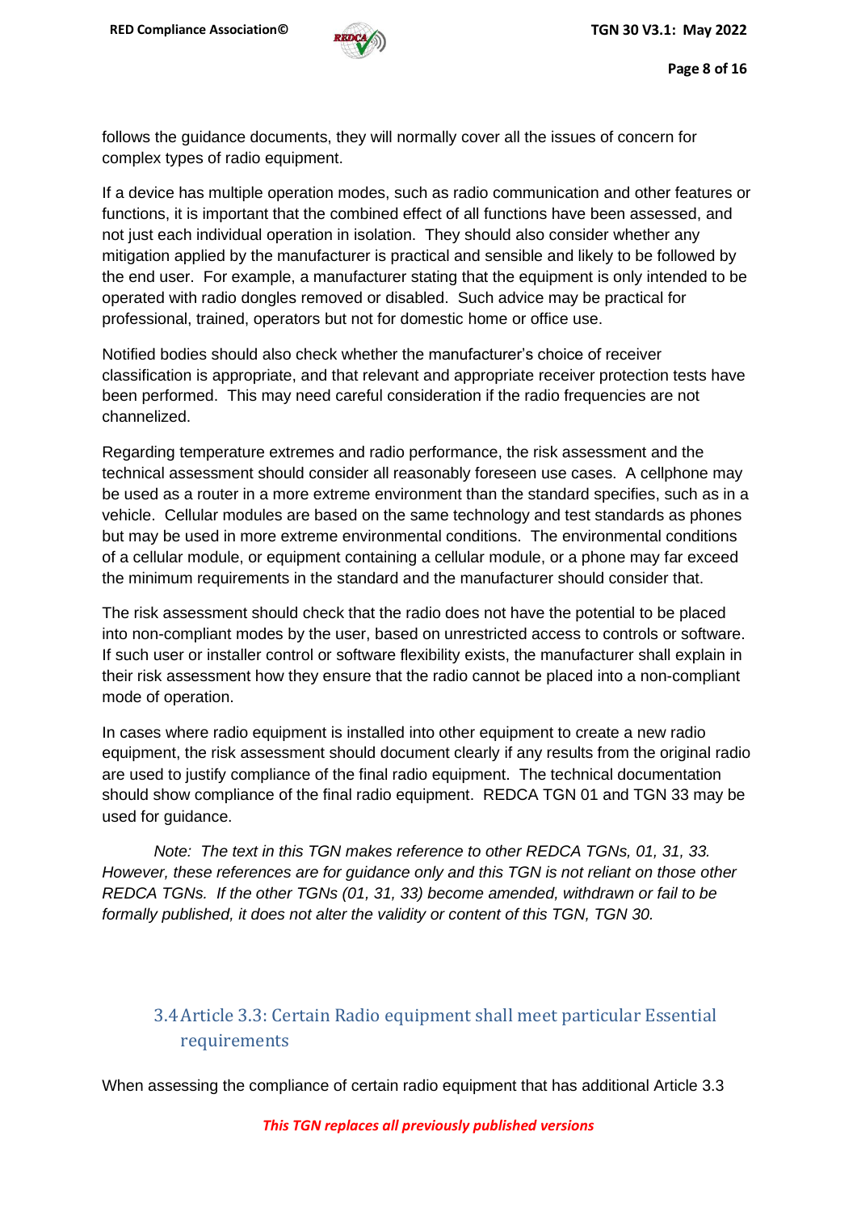follows the guidance documents, they will normally cover all the issues of concern for complex types of radio equipment.

If a device has multiple operation modes, such as radio communication and other features or functions, it is important that the combined effect of all functions have been assessed, and not just each individual operation in isolation. They should also consider whether any mitigation applied by the manufacturer is practical and sensible and likely to be followed by the end user. For example, a manufacturer stating that the equipment is only intended to be operated with radio dongles removed or disabled. Such advice may be practical for professional, trained, operators but not for domestic home or office use.

Notified bodies should also check whether the manufacturer's choice of receiver classification is appropriate, and that relevant and appropriate receiver protection tests have been performed. This may need careful consideration if the radio frequencies are not channelized.

Regarding temperature extremes and radio performance, the risk assessment and the technical assessment should consider all reasonably foreseen use cases. A cellphone may be used as a router in a more extreme environment than the standard specifies, such as in a vehicle. Cellular modules are based on the same technology and test standards as phones but may be used in more extreme environmental conditions. The environmental conditions of a cellular module, or equipment containing a cellular module, or a phone may far exceed the minimum requirements in the standard and the manufacturer should consider that.

The risk assessment should check that the radio does not have the potential to be placed into non-compliant modes by the user, based on unrestricted access to controls or software. If such user or installer control or software flexibility exists, the manufacturer shall explain in their risk assessment how they ensure that the radio cannot be placed into a non-compliant mode of operation.

In cases where radio equipment is installed into other equipment to create a new radio equipment, the risk assessment should document clearly if any results from the original radio are used to justify compliance of the final radio equipment. The technical documentation should show compliance of the final radio equipment. REDCA TGN 01 and TGN 33 may be used for guidance.

*Note: The text in this TGN makes reference to other REDCA TGNs, 01, 31, 33. However, these references are for guidance only and this TGN is not reliant on those other REDCA TGNs. If the other TGNs (01, 31, 33) become amended, withdrawn or fail to be formally published, it does not alter the validity or content of this TGN, TGN 30.*

## 3.4 Article 3.3: Certain Radio equipment shall meet particular Essential requirements

When assessing the compliance of certain radio equipment that has additional Article 3.3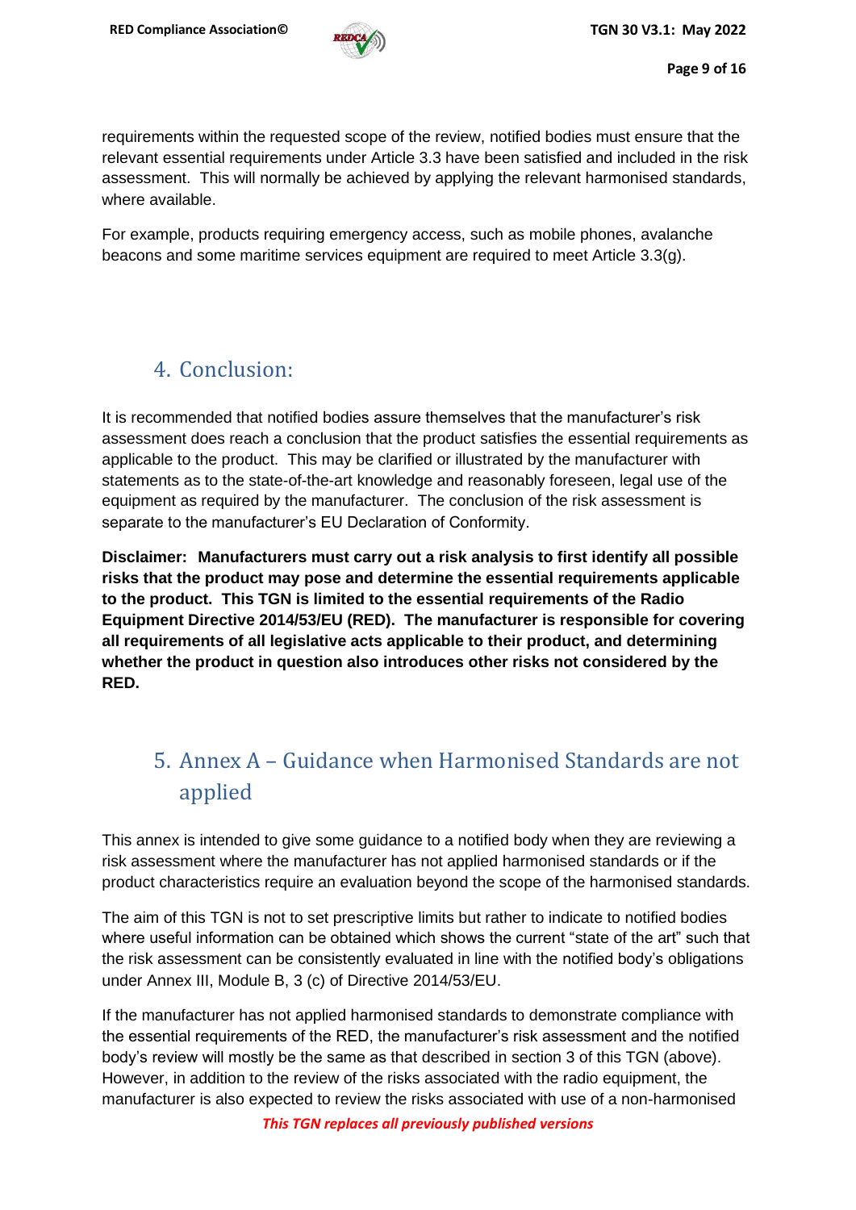requirements within the requested scope of the review, notified bodies must ensure that the relevant essential requirements under Article 3.3 have been satisfied and included in the risk assessment. This will normally be achieved by applying the relevant harmonised standards, where available.

For example, products requiring emergency access, such as mobile phones, avalanche beacons and some maritime services equipment are required to meet Article 3.3(g).

## 4. Conclusion:

It is recommended that notified bodies assure themselves that the manufacturer's risk assessment does reach a conclusion that the product satisfies the essential requirements as applicable to the product. This may be clarified or illustrated by the manufacturer with statements as to the state-of-the-art knowledge and reasonably foreseen, legal use of the equipment as required by the manufacturer. The conclusion of the risk assessment is separate to the manufacturer's EU Declaration of Conformity.

**Disclaimer: Manufacturers must carry out a risk analysis to first identify all possible risks that the product may pose and determine the essential requirements applicable to the product. This TGN is limited to the essential requirements of the Radio Equipment Directive 2014/53/EU (RED). The manufacturer is responsible for covering all requirements of all legislative acts applicable to their product, and determining whether the product in question also introduces other risks not considered by the RED.**

## 5. Annex A – Guidance when Harmonised Standards are not applied

This annex is intended to give some guidance to a notified body when they are reviewing a risk assessment where the manufacturer has not applied harmonised standards or if the product characteristics require an evaluation beyond the scope of the harmonised standards.

The aim of this TGN is not to set prescriptive limits but rather to indicate to notified bodies where useful information can be obtained which shows the current "state of the art" such that the risk assessment can be consistently evaluated in line with the notified body's obligations under Annex III, Module B, 3 (c) of Directive 2014/53/EU.

If the manufacturer has not applied harmonised standards to demonstrate compliance with the essential requirements of the RED, the manufacturer's risk assessment and the notified body's review will mostly be the same as that described in section 3 of this TGN (above). However, in addition to the review of the risks associated with the radio equipment, the manufacturer is also expected to review the risks associated with use of a non-harmonised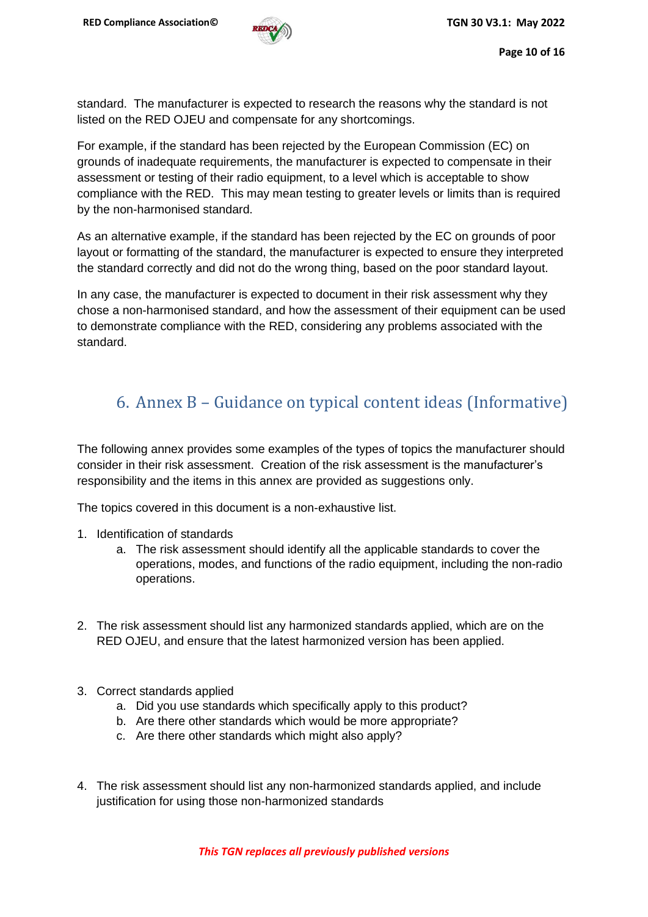standard. The manufacturer is expected to research the reasons why the standard is not listed on the RED OJEU and compensate for any shortcomings.

For example, if the standard has been rejected by the European Commission (EC) on grounds of inadequate requirements, the manufacturer is expected to compensate in their assessment or testing of their radio equipment, to a level which is acceptable to show compliance with the RED. This may mean testing to greater levels or limits than is required by the non-harmonised standard.

As an alternative example, if the standard has been rejected by the EC on grounds of poor layout or formatting of the standard, the manufacturer is expected to ensure they interpreted the standard correctly and did not do the wrong thing, based on the poor standard layout.

In any case, the manufacturer is expected to document in their risk assessment why they chose a non-harmonised standard, and how the assessment of their equipment can be used to demonstrate compliance with the RED, considering any problems associated with the standard.

# 6. Annex B – Guidance on typical content ideas (Informative)

The following annex provides some examples of the types of topics the manufacturer should consider in their risk assessment. Creation of the risk assessment is the manufacturer's responsibility and the items in this annex are provided as suggestions only.

The topics covered in this document is a non-exhaustive list.

1. Identification of standards
    a. The risk assessment should identify all the applicable standards to cover the operations, modes, and functions of the radio equipment, including the non-radio operations.

2. The risk assessment should list any harmonized standards applied, which are on the RED OJEU, and ensure that the latest harmonized version has been applied.

3. Correct standards applied
    a. Did you use standards which specifically apply to this product?
    b. Are there other standards which would be more appropriate?
    c. Are there other standards which might also apply?

4. The risk assessment should list any non-harmonized standards applied, and include justification for using those non-harmonized standards

***This TGN replaces all previously published versions***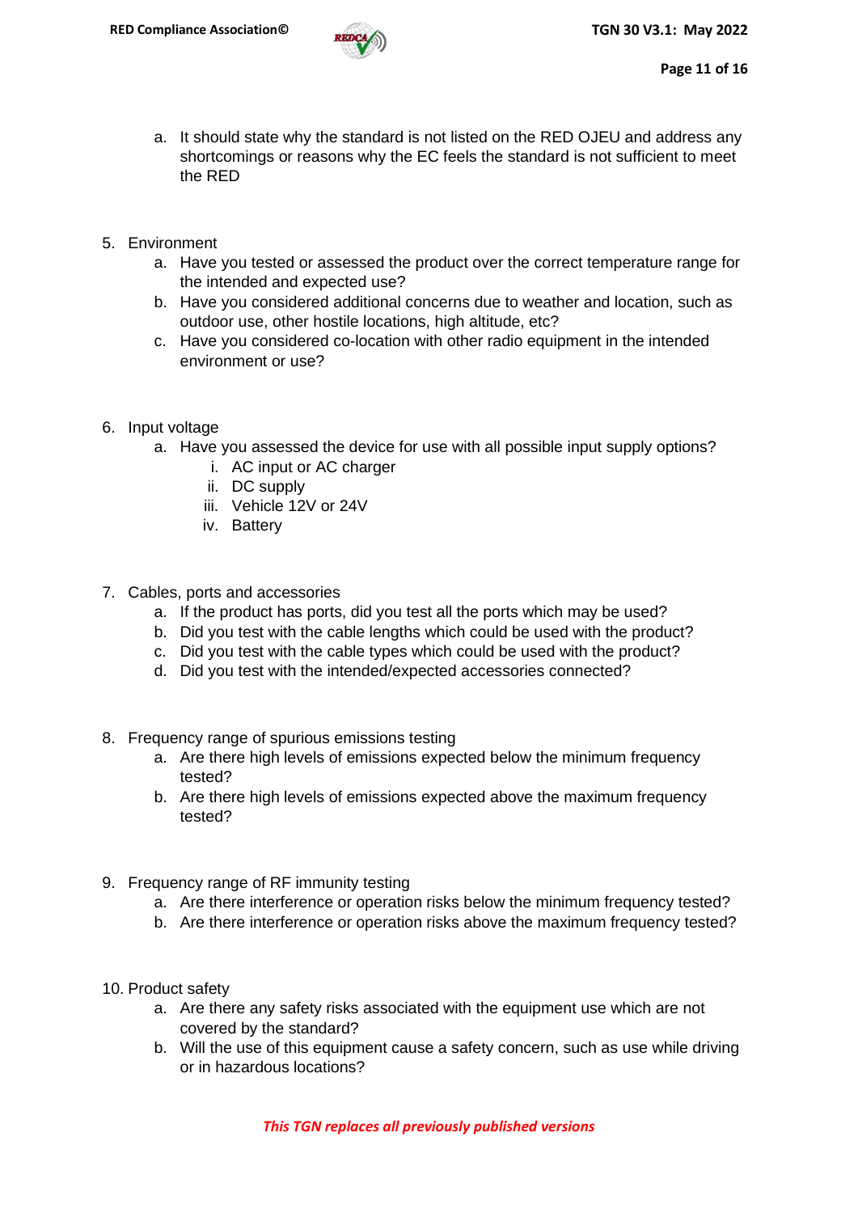a. It should state why the standard is not listed on the RED OJEU and address any shortcomings or reasons why the EC feels the standard is not sufficient to meet the RED

5. Environment
   a. Have you tested or assessed the product over the correct temperature range for the intended and expected use?
   b. Have you considered additional concerns due to weather and location, such as outdoor use, other hostile locations, high altitude, etc?
   c. Have you considered co-location with other radio equipment in the intended environment or use?

6. Input voltage
   a. Have you assessed the device for use with all possible input supply options?
      i. AC input or AC charger
      ii. DC supply
      iii. Vehicle 12V or 24V
      iv. Battery

7. Cables, ports and accessories
   a. If the product has ports, did you test all the ports which may be used?
   b. Did you test with the cable lengths which could be used with the product?
   c. Did you test with the cable types which could be used with the product?
   d. Did you test with the intended/expected accessories connected?

8. Frequency range of spurious emissions testing
   a. Are there high levels of emissions expected below the minimum frequency tested?
   b. Are there high levels of emissions expected above the maximum frequency tested?

9. Frequency range of RF immunity testing
   a. Are there interference or operation risks below the minimum frequency tested?
   b. Are there interference or operation risks above the maximum frequency tested?

10. Product safety
    a. Are there any safety risks associated with the equipment use which are not covered by the standard?
    b. Will the use of this equipment cause a safety concern, such as use while driving or in hazardous locations?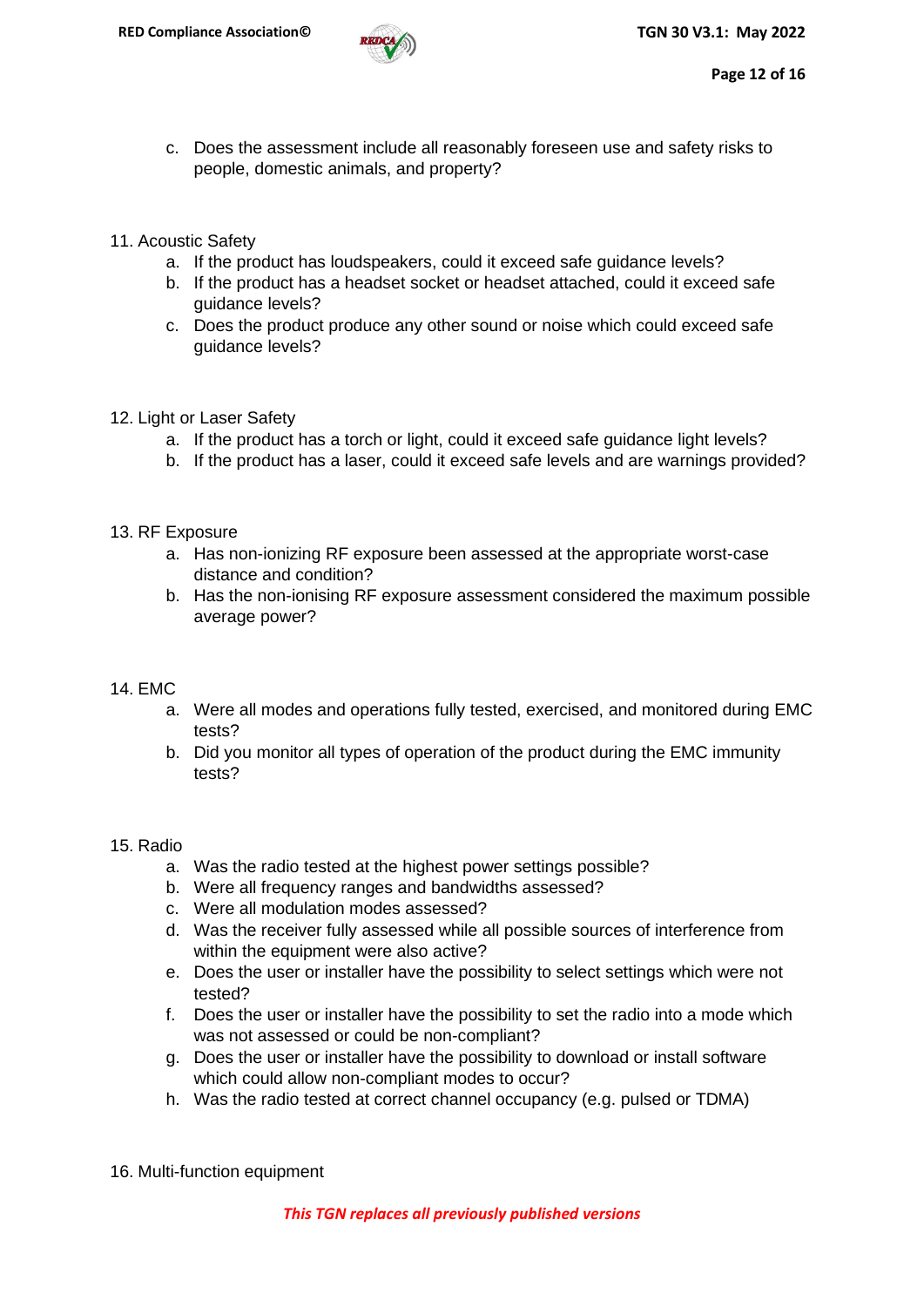c. Does the assessment include all reasonably foreseen use and safety risks to people, domestic animals, and property?

11. Acoustic Safety
    a. If the product has loudspeakers, could it exceed safe guidance levels?
    b. If the product has a headset socket or headset attached, could it exceed safe guidance levels?
    c. Does the product produce any other sound or noise which could exceed safe guidance levels?

12. Light or Laser Safety
    a. If the product has a torch or light, could it exceed safe guidance light levels?
    b. If the product has a laser, could it exceed safe levels and are warnings provided?

13. RF Exposure
    a. Has non-ionizing RF exposure been assessed at the appropriate worst-case distance and condition?
    b. Has the non-ionising RF exposure assessment considered the maximum possible average power?

14. EMC
    a. Were all modes and operations fully tested, exercised, and monitored during EMC tests?
    b. Did you monitor all types of operation of the product during the EMC immunity tests?

15. Radio
    a. Was the radio tested at the highest power settings possible?
    b. Were all frequency ranges and bandwidths assessed?
    c. Were all modulation modes assessed?
    d. Was the receiver fully assessed while all possible sources of interference from within the equipment were also active?
    e. Does the user or installer have the possibility to select settings which were not tested?
    f. Does the user or installer have the possibility to set the radio into a mode which was not assessed or could be non-compliant?
    g. Does the user or installer have the possibility to download or install software which could allow non-compliant modes to occur?
    h. Was the radio tested at correct channel occupancy (e.g. pulsed or TDMA)

16. Multi-function equipment

*This TGN replaces all previously published versions*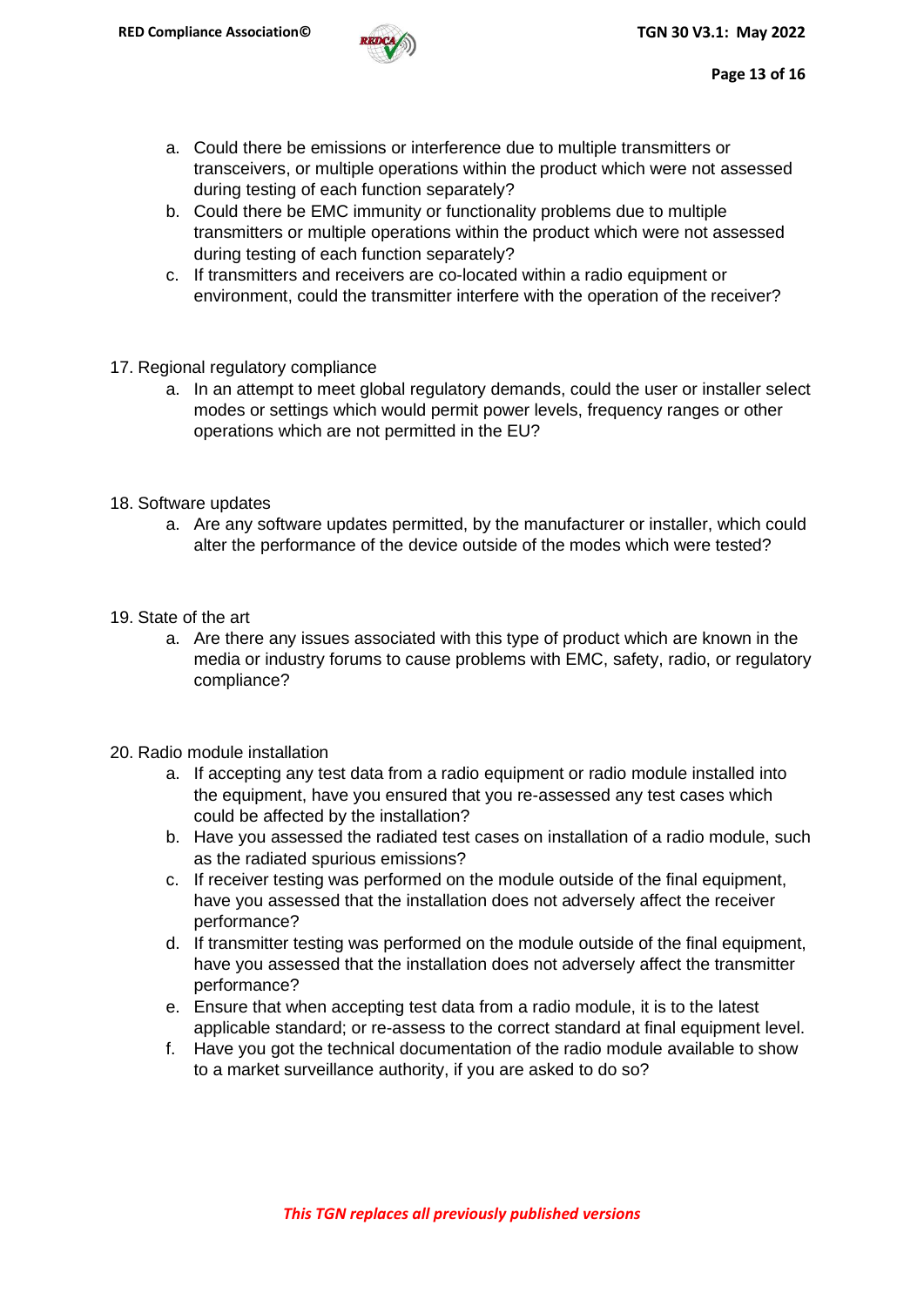a. Could there be emissions or interference due to multiple transmitters or transceivers, or multiple operations within the product which were not assessed during testing of each function separately?
   b. Could there be EMC immunity or functionality problems due to multiple transmitters or multiple operations within the product which were not assessed during testing of each function separately?
   c. If transmitters and receivers are co-located within a radio equipment or environment, could the transmitter interfere with the operation of the receiver?

17. Regional regulatory compliance
    a. In an attempt to meet global regulatory demands, could the user or installer select modes or settings which would permit power levels, frequency ranges or other operations which are not permitted in the EU?

18. Software updates
    a. Are any software updates permitted, by the manufacturer or installer, which could alter the performance of the device outside of the modes which were tested?

19. State of the art
    a. Are there any issues associated with this type of product which are known in the media or industry forums to cause problems with EMC, safety, radio, or regulatory compliance?

20. Radio module installation
    a. If accepting any test data from a radio equipment or radio module installed into the equipment, have you ensured that you re-assessed any test cases which could be affected by the installation?
    b. Have you assessed the radiated test cases on installation of a radio module, such as the radiated spurious emissions?
    c. If receiver testing was performed on the module outside of the final equipment, have you assessed that the installation does not adversely affect the receiver performance?
    d. If transmitter testing was performed on the module outside of the final equipment, have you assessed that the installation does not adversely affect the transmitter performance?
    e. Ensure that when accepting test data from a radio module, it is to the latest applicable standard; or re-assess to the correct standard at final equipment level.
    f. Have you got the technical documentation of the radio module available to show to a market surveillance authority, if you are asked to do so?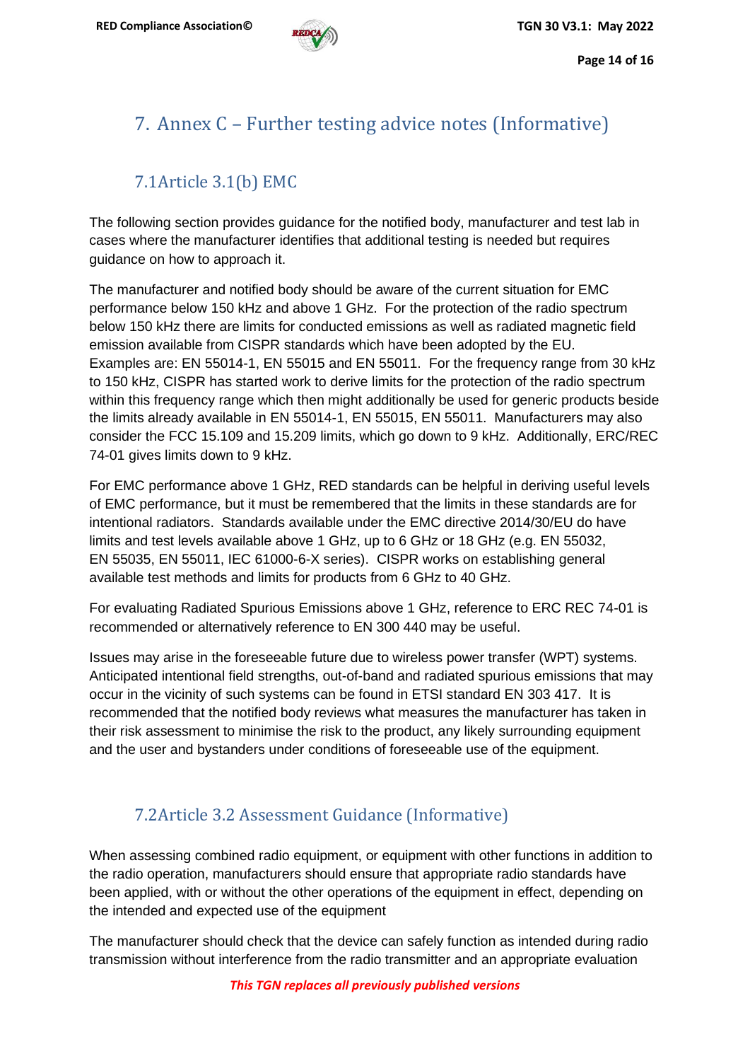# 7. Annex C – Further testing advice notes (Informative)

## 7.1 Article 3.1(b) EMC

The following section provides guidance for the notified body, manufacturer and test lab in cases where the manufacturer identifies that additional testing is needed but requires guidance on how to approach it.

The manufacturer and notified body should be aware of the current situation for EMC performance below 150 kHz and above 1 GHz. For the protection of the radio spectrum below 150 kHz there are limits for conducted emissions as well as radiated magnetic field emission available from CISPR standards which have been adopted by the EU. Examples are: EN 55014-1, EN 55015 and EN 55011. For the frequency range from 30 kHz to 150 kHz, CISPR has started work to derive limits for the protection of the radio spectrum within this frequency range which then might additionally be used for generic products beside the limits already available in EN 55014-1, EN 55015, EN 55011. Manufacturers may also consider the FCC 15.109 and 15.209 limits, which go down to 9 kHz. Additionally, ERC/REC 74-01 gives limits down to 9 kHz.

For EMC performance above 1 GHz, RED standards can be helpful in deriving useful levels of EMC performance, but it must be remembered that the limits in these standards are for intentional radiators. Standards available under the EMC directive 2014/30/EU do have limits and test levels available above 1 GHz, up to 6 GHz or 18 GHz (e.g. EN 55032, EN 55035, EN 55011, IEC 61000-6-X series). CISPR works on establishing general available test methods and limits for products from 6 GHz to 40 GHz.

For evaluating Radiated Spurious Emissions above 1 GHz, reference to ERC REC 74-01 is recommended or alternatively reference to EN 300 440 may be useful.

Issues may arise in the foreseeable future due to wireless power transfer (WPT) systems. Anticipated intentional field strengths, out-of-band and radiated spurious emissions that may occur in the vicinity of such systems can be found in ETSI standard EN 303 417. It is recommended that the notified body reviews what measures the manufacturer has taken in their risk assessment to minimise the risk to the product, any likely surrounding equipment and the user and bystanders under conditions of foreseeable use of the equipment.

## 7.2 Article 3.2 Assessment Guidance (Informative)

When assessing combined radio equipment, or equipment with other functions in addition to the radio operation, manufacturers should ensure that appropriate radio standards have been applied, with or without the other operations of the equipment in effect, depending on the intended and expected use of the equipment

The manufacturer should check that the device can safely function as intended during radio transmission without interference from the radio transmitter and an appropriate evaluation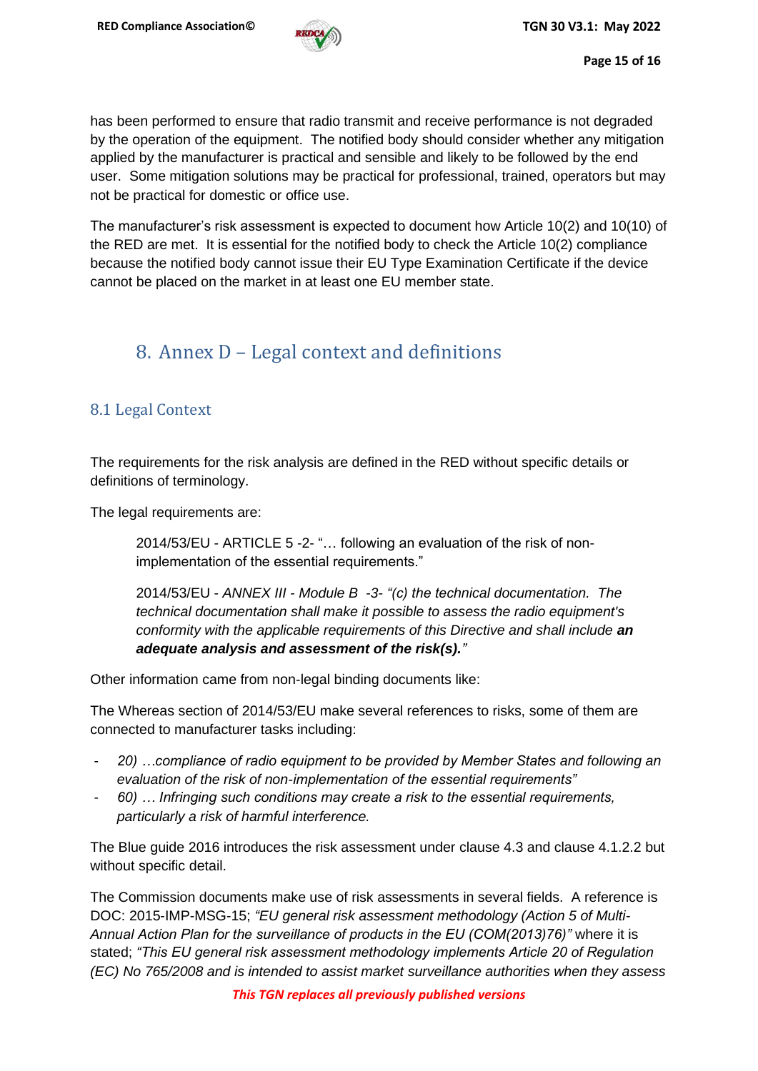has been performed to ensure that radio transmit and receive performance is not degraded by the operation of the equipment. The notified body should consider whether any mitigation applied by the manufacturer is practical and sensible and likely to be followed by the end user. Some mitigation solutions may be practical for professional, trained, operators but may not be practical for domestic or office use.

The manufacturer's risk assessment is expected to document how Article 10(2) and 10(10) of the RED are met. It is essential for the notified body to check the Article 10(2) compliance because the notified body cannot issue their EU Type Examination Certificate if the device cannot be placed on the market in at least one EU member state.

# 8. Annex D – Legal context and definitions

## 8.1 Legal Context

The requirements for the risk analysis are defined in the RED without specific details or definitions of terminology.

The legal requirements are:

> 2014/53/EU - ARTICLE 5 -2- "… following an evaluation of the risk of non-implementation of the essential requirements."
>
> 2014/53/EU - *ANNEX III - Module B -3- "(c) the technical documentation. The technical documentation shall make it possible to assess the radio equipment's conformity with the applicable requirements of this Directive and shall include* ***an adequate analysis and assessment of the risk(s).****"*

Other information came from non-legal binding documents like:

The Whereas section of 2014/53/EU make several references to risks, some of them are connected to manufacturer tasks including:

- *20) …compliance of radio equipment to be provided by Member States and following an evaluation of the risk of non-implementation of the essential requirements"*
- *60) … Infringing such conditions may create a risk to the essential requirements, particularly a risk of harmful interference.*

The Blue guide 2016 introduces the risk assessment under clause 4.3 and clause 4.1.2.2 but without specific detail.

The Commission documents make use of risk assessments in several fields. A reference is DOC: 2015-IMP-MSG-15; *"EU general risk assessment methodology (Action 5 of Multi-Annual Action Plan for the surveillance of products in the EU (COM(2013)76)"* where it is stated; *"This EU general risk assessment methodology implements Article 20 of Regulation (EC) No 765/2008 and is intended to assist market surveillance authorities when they assess*

*This TGN replaces all previously published versions*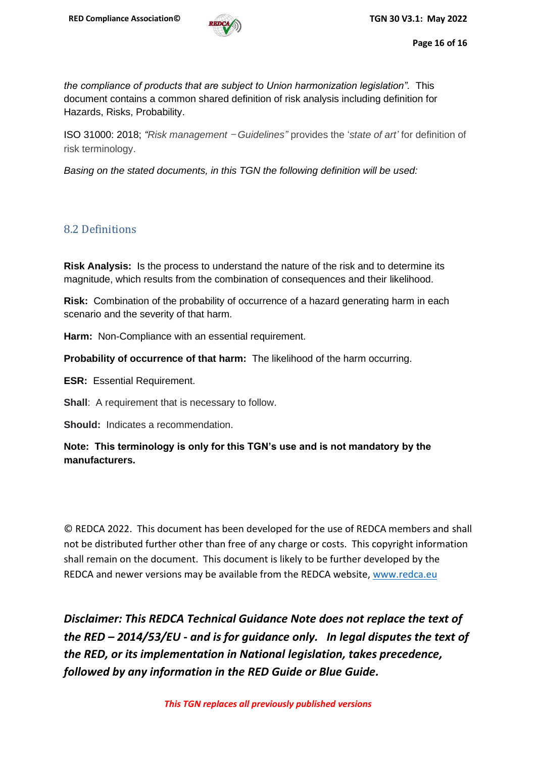*the compliance of products that are subject to Union harmonization legislation".* This document contains a common shared definition of risk analysis including definition for Hazards, Risks, Probability.

ISO 31000: 2018; *"Risk management −Guidelines"* provides the '*state of art'* for definition of risk terminology.

*Basing on the stated documents, in this TGN the following definition will be used:*

## 8.2 Definitions

**Risk Analysis:** Is the process to understand the nature of the risk and to determine its magnitude, which results from the combination of consequences and their likelihood.

**Risk:** Combination of the probability of occurrence of a hazard generating harm in each scenario and the severity of that harm.

**Harm:** Non-Compliance with an essential requirement.

**Probability of occurrence of that harm:** The likelihood of the harm occurring.

**ESR:** Essential Requirement.

**Shall**: A requirement that is necessary to follow.

**Should:** Indicates a recommendation.

**Note: This terminology is only for this TGN's use and is not mandatory by the manufacturers.**

© REDCA 2022. This document has been developed for the use of REDCA members and shall not be distributed further other than free of any charge or costs. This copyright information shall remain on the document. This document is likely to be further developed by the REDCA and newer versions may be available from the REDCA website, www.redca.eu

***Disclaimer: This REDCA Technical Guidance Note does not replace the text of the RED – 2014/53/EU - and is for guidance only. In legal disputes the text of the RED, or its implementation in National legislation, takes precedence, followed by any information in the RED Guide or Blue Guide.***

***This TGN replaces all previously published versions***